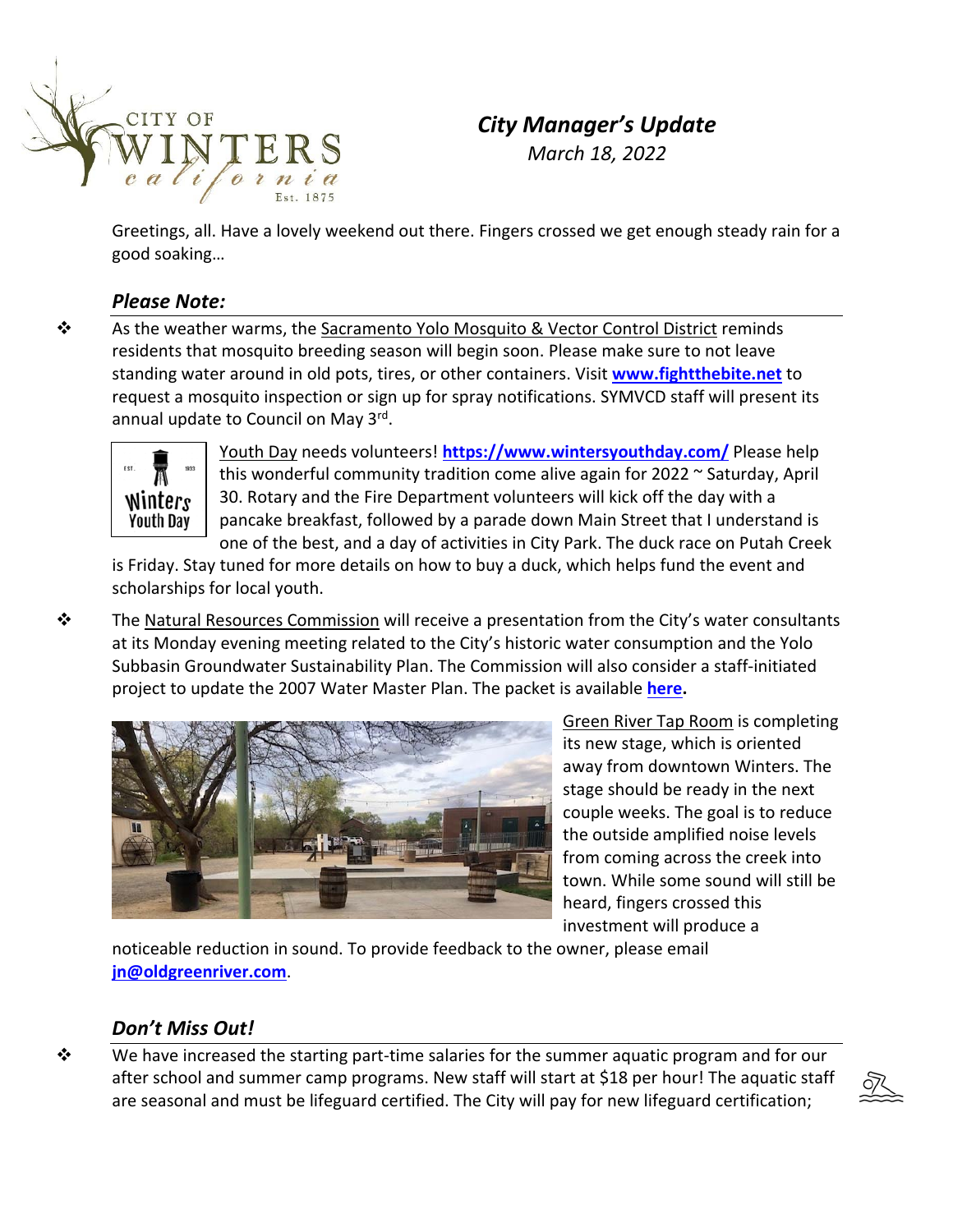# City Manager's Update

*March 18, 2022*

Greetings, all. Have a lovely weekend out there. Fingers crossed we get enough steady rain for a good soaking…

## *Please Note:*

- As the weather warms, the Sacramento Yolo Mosquito & Vector Control District reminds residents that mosquito breeding season will begin soon. Please make sure to not leave standing water around in old pots, tires, or other containers. Visit **www.fightthebite.net** to request a mosquito inspection or sign up for spray notifications. SYMVCD staff will present its annual update to Council on May 3rd.

Youth Day needs volunteers! **https://www.wintersyouthday.com/** Please help this wonderful community tradition come alive again for 2022 ~ Saturday, April 30. Rotary and the Fire Department volunteers will kick off the day with a pancake breakfast, followed by a parade down Main Street that I understand is one of the best, and a day of activities in City Park. The duck race on Putah Creek is Friday. Stay tuned for more details on how to buy a duck, which helps fund the event and scholarships for local youth.

- The Natural Resources Commission will receive a presentation from the City's water consultants at its Monday evening meeting related to the City's historic water consumption and the Yolo Subbasin Groundwater Sustainability Plan. The Commission will also consider a staff-initiated project to update the 2007 Water Master Plan. The packet is available **here.**

Green River Tap Room is completing its new stage, which is oriented away from downtown Winters. The stage should be ready in the next couple weeks. The goal is to reduce the outside amplified noise levels from coming across the creek into town. While some sound will still be heard, fingers crossed this investment will produce a noticeable reduction in sound. To provide feedback to the owner, please email **jn@oldgreenriver.com**.

## *Don't Miss Out!*

- We have increased the starting part-time salaries for the summer aquatic program and for our after school and summer camp programs. New staff will start at $18 per hour! The aquatic staff are seasonal and must be lifeguard certified. The City will pay for new lifeguard certification;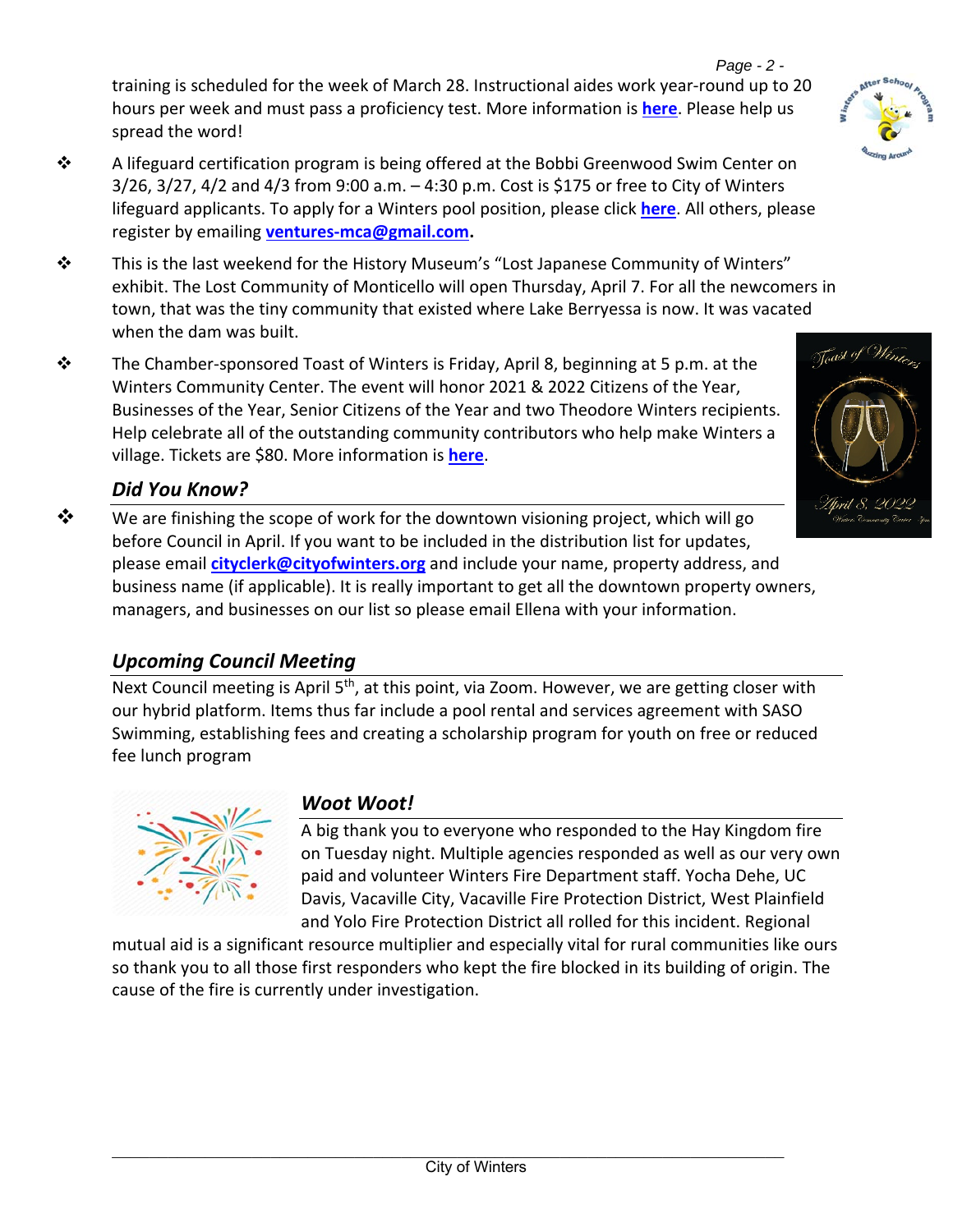training is scheduled for the week of March 28. Instructional aides work year-round up to 20 hours per week and must pass a proficiency test. More information is **here**. Please help us spread the word!

- A lifeguard certification program is being offered at the Bobbi Greenwood Swim Center on 3/26, 3/27, 4/2 and 4/3 from 9:00 a.m. – 4:30 p.m. Cost is $175 or free to City of Winters lifeguard applicants. To apply for a Winters pool position, please click **here**. All others, please register by emailing **ventures-mca@gmail.com.**
- This is the last weekend for the History Museum's "Lost Japanese Community of Winters" exhibit. The Lost Community of Monticello will open Thursday, April 7. For all the newcomers in town, that was the tiny community that existed where Lake Berryessa is now. It was vacated when the dam was built.
- The Chamber-sponsored Toast of Winters is Friday, April 8, beginning at 5 p.m. at the Winters Community Center. The event will honor 2021 & 2022 Citizens of the Year, Businesses of the Year, Senior Citizens of the Year and two Theodore Winters recipients. Help celebrate all of the outstanding community contributors who help make Winters a village. Tickets are $80. More information is **here**.

## *Did You Know?*

- We are finishing the scope of work for the downtown visioning project, which will go before Council in April. If you want to be included in the distribution list for updates, please email **cityclerk@cityofwinters.org** and include your name, property address, and business name (if applicable). It is really important to get all the downtown property owners, managers, and businesses on our list so please email Ellena with your information.

## *Upcoming Council Meeting*

Next Council meeting is April 5th, at this point, via Zoom. However, we are getting closer with our hybrid platform. Items thus far include a pool rental and services agreement with SASO Swimming, establishing fees and creating a scholarship program for youth on free or reduced fee lunch program

## *Woot Woot!*

A big thank you to everyone who responded to the Hay Kingdom fire on Tuesday night. Multiple agencies responded as well as our very own paid and volunteer Winters Fire Department staff. Yocha Dehe, UC Davis, Vacaville City, Vacaville Fire Protection District, West Plainfield and Yolo Fire Protection District all rolled for this incident. Regional mutual aid is a significant resource multiplier and especially vital for rural communities like ours so thank you to all those first responders who kept the fire blocked in its building of origin. The cause of the fire is currently under investigation.